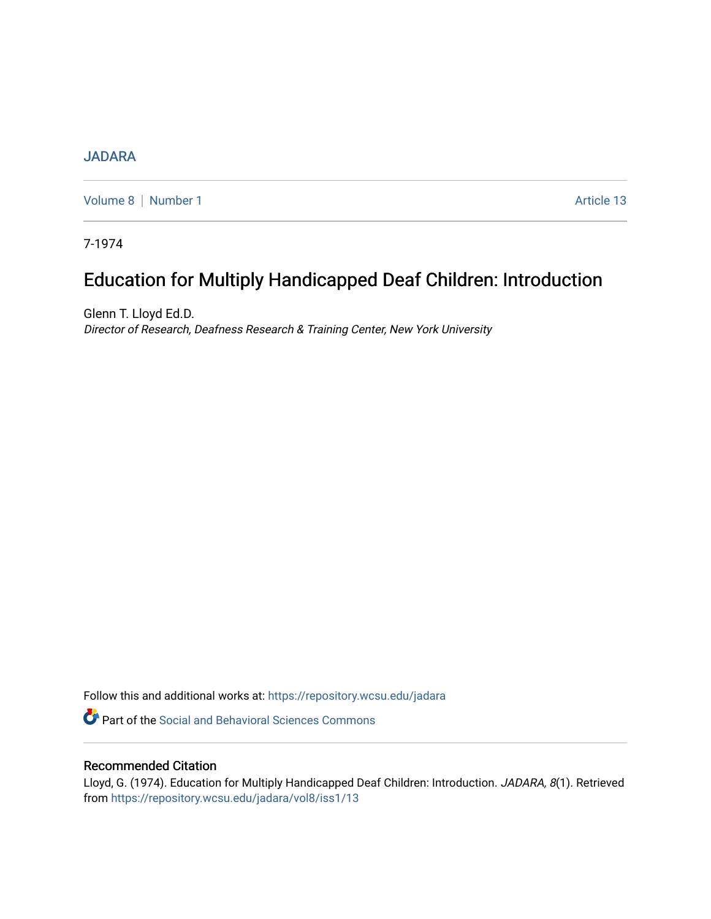JADARA

Volume 8 | Number 1 Article 13

7-1974

# Education for Multiply Handicapped Deaf Children: Introduction

Glenn T. Lloyd Ed.D.
*Director of Research, Deafness Research & Training Center, New York University*

Follow this and additional works at: https://repository.wcsu.edu/jadara

Part of the Social and Behavioral Sciences Commons

## Recommended Citation

Lloyd, G. (1974). Education for Multiply Handicapped Deaf Children: Introduction. *JADARA, 8*(1). Retrieved from https://repository.wcsu.edu/jadara/vol8/iss1/13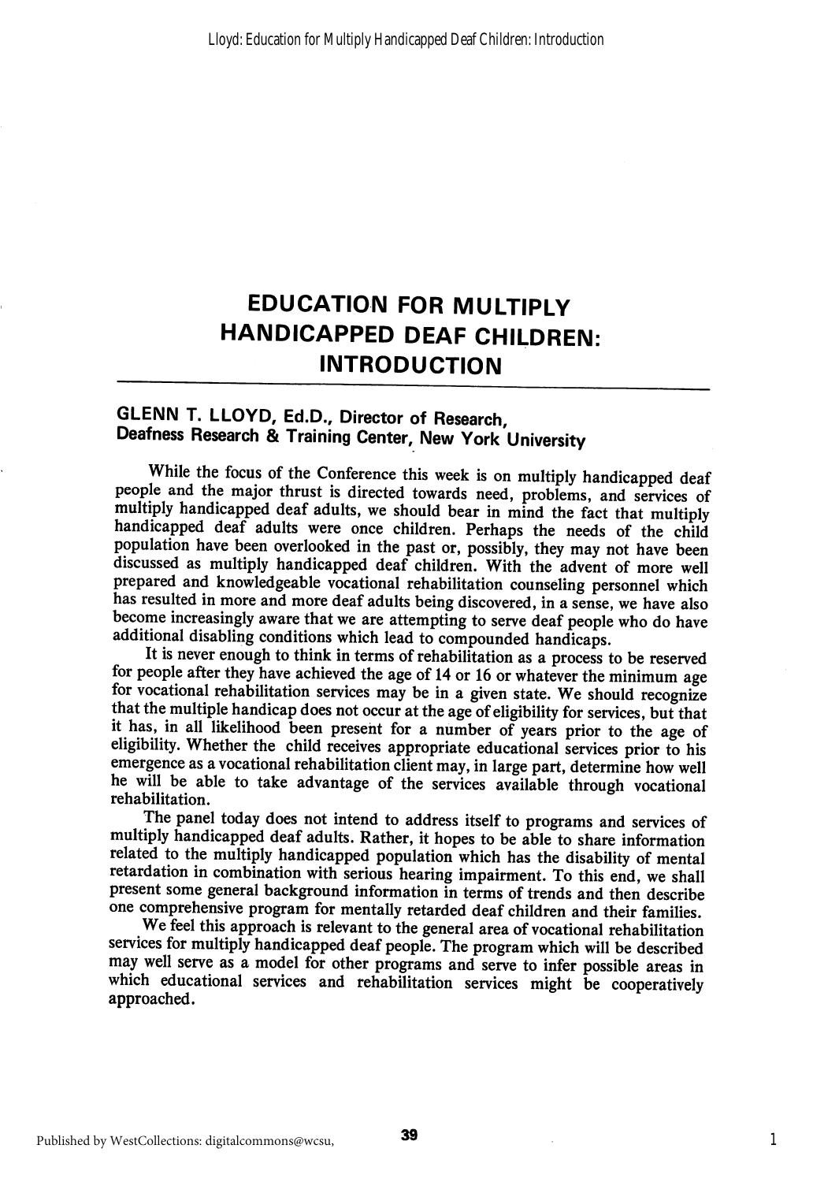# EDUCATION FOR MULTIPLY HANDICAPPED DEAF CHILDREN: INTRODUCTION

**GLENN T. LLOYD, Ed.D., Director of Research, Deafness Research & Training Center, New York University**

While the focus of the Conference this week is on multiply handicapped deaf people and the major thrust is directed towards need, problems, and services of multiply handicapped deaf adults, we should bear in mind the fact that multiply handicapped deaf adults were once children. Perhaps the needs of the child population have been overlooked in the past or, possibly, they may not have been discussed as multiply handicapped deaf children. With the advent of more well prepared and knowledgeable vocational rehabilitation counseling personnel which has resulted in more and more deaf adults being discovered, in a sense, we have also become increasingly aware that we are attempting to serve deaf people who do have additional disabling conditions which lead to compounded handicaps.

It is never enough to think in terms of rehabilitation as a process to be reserved for people after they have achieved the age of 14 or 16 or whatever the minimum age for vocational rehabilitation services may be in a given state. We should recognize that the multiple handicap does not occur at the age of eligibility for services, but that it has, in all likelihood been present for a number of years prior to the age of eligibility. Whether the child receives appropriate educational services prior to his emergence as a vocational rehabilitation client may, in large part, determine how well he will be able to take advantage of the services available through vocational rehabilitation.

The panel today does not intend to address itself to programs and services of multiply handicapped deaf adults. Rather, it hopes to be able to share information related to the multiply handicapped population which has the disability of mental retardation in combination with serious hearing impairment. To this end, we shall present some general background information in terms of trends and then describe one comprehensive program for mentally retarded deaf children and their families.

We feel this approach is relevant to the general area of vocational rehabilitation services for multiply handicapped deaf people. The program which will be described may well serve as a model for other programs and serve to infer possible areas in which educational services and rehabilitation services might be cooperatively approached.